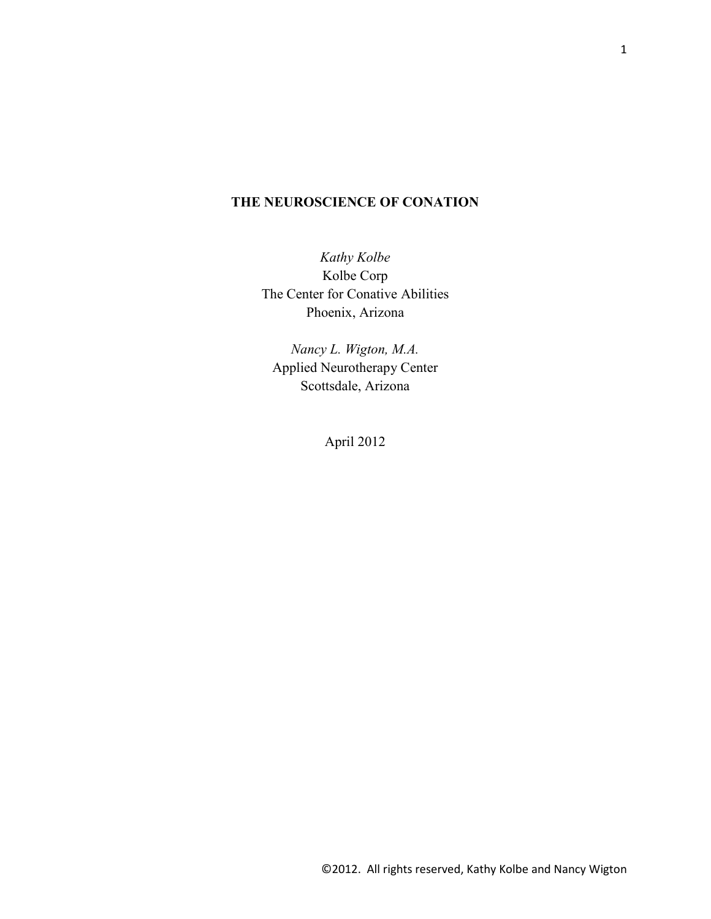# THE NEUROSCIENCE OF CONATION

*Kathy Kolbe*
Kolbe Corp
The Center for Conative Abilities
Phoenix, Arizona

*Nancy L. Wigton, M.A.*
Applied Neurotherapy Center
Scottsdale, Arizona

April 2012

©2012. All rights reserved, Kathy Kolbe and Nancy Wigton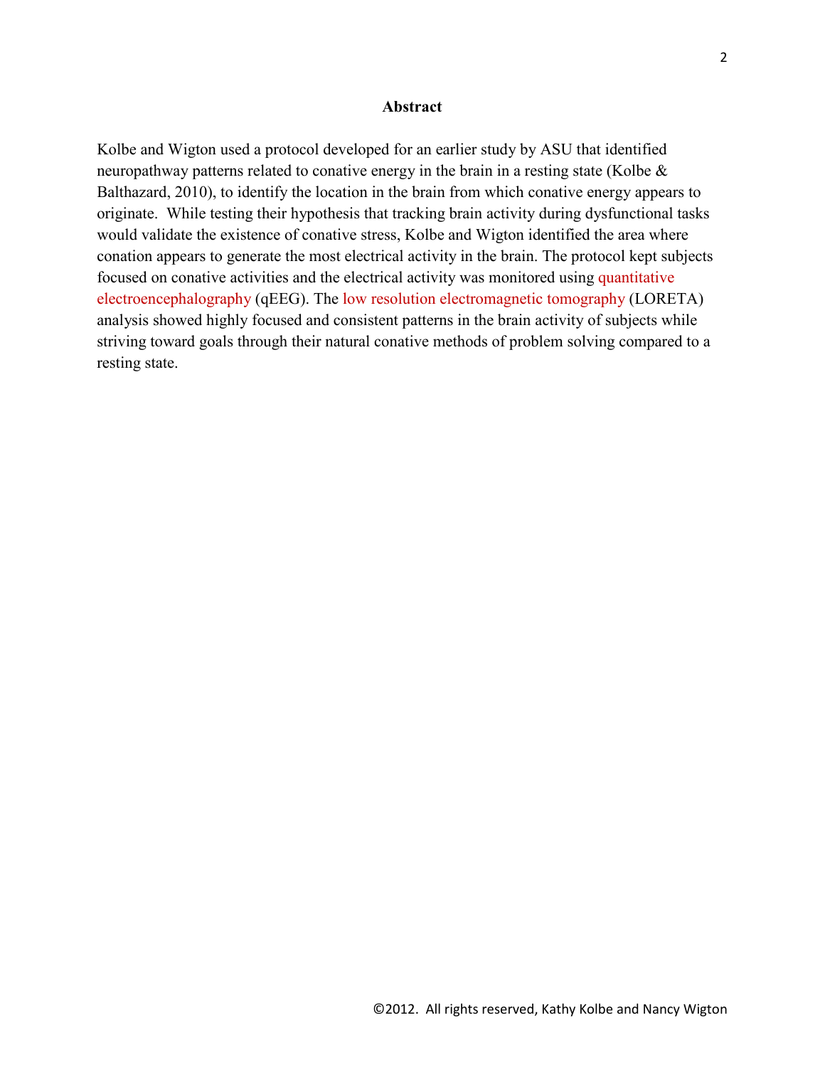## Abstract

Kolbe and Wigton used a protocol developed for an earlier study by ASU that identified neuropathway patterns related to conative energy in the brain in a resting state (Kolbe & Balthazard, 2010), to identify the location in the brain from which conative energy appears to originate. While testing their hypothesis that tracking brain activity during dysfunctional tasks would validate the existence of conative stress, Kolbe and Wigton identified the area where conation appears to generate the most electrical activity in the brain. The protocol kept subjects focused on conative activities and the electrical activity was monitored using quantitative electroencephalography (qEEG). The low resolution electromagnetic tomography (LORETA) analysis showed highly focused and consistent patterns in the brain activity of subjects while striving toward goals through their natural conative methods of problem solving compared to a resting state.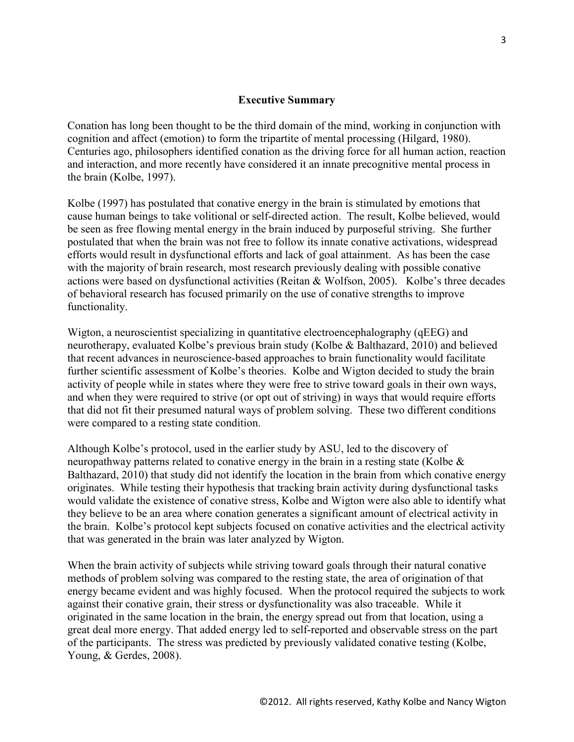## Executive Summary

Conation has long been thought to be the third domain of the mind, working in conjunction with cognition and affect (emotion) to form the tripartite of mental processing (Hilgard, 1980). Centuries ago, philosophers identified conation as the driving force for all human action, reaction and interaction, and more recently have considered it an innate precognitive mental process in the brain (Kolbe, 1997).

Kolbe (1997) has postulated that conative energy in the brain is stimulated by emotions that cause human beings to take volitional or self-directed action. The result, Kolbe believed, would be seen as free flowing mental energy in the brain induced by purposeful striving. She further postulated that when the brain was not free to follow its innate conative activations, widespread efforts would result in dysfunctional efforts and lack of goal attainment. As has been the case with the majority of brain research, most research previously dealing with possible conative actions were based on dysfunctional activities (Reitan & Wolfson, 2005). Kolbe's three decades of behavioral research has focused primarily on the use of conative strengths to improve functionality.

Wigton, a neuroscientist specializing in quantitative electroencephalography (qEEG) and neurotherapy, evaluated Kolbe's previous brain study (Kolbe & Balthazard, 2010) and believed that recent advances in neuroscience-based approaches to brain functionality would facilitate further scientific assessment of Kolbe's theories. Kolbe and Wigton decided to study the brain activity of people while in states where they were free to strive toward goals in their own ways, and when they were required to strive (or opt out of striving) in ways that would require efforts that did not fit their presumed natural ways of problem solving. These two different conditions were compared to a resting state condition.

Although Kolbe's protocol, used in the earlier study by ASU, led to the discovery of neuropathway patterns related to conative energy in the brain in a resting state (Kolbe & Balthazard, 2010) that study did not identify the location in the brain from which conative energy originates. While testing their hypothesis that tracking brain activity during dysfunctional tasks would validate the existence of conative stress, Kolbe and Wigton were also able to identify what they believe to be an area where conation generates a significant amount of electrical activity in the brain. Kolbe's protocol kept subjects focused on conative activities and the electrical activity that was generated in the brain was later analyzed by Wigton.

When the brain activity of subjects while striving toward goals through their natural conative methods of problem solving was compared to the resting state, the area of origination of that energy became evident and was highly focused. When the protocol required the subjects to work against their conative grain, their stress or dysfunctionality was also traceable. While it originated in the same location in the brain, the energy spread out from that location, using a great deal more energy. That added energy led to self-reported and observable stress on the part of the participants. The stress was predicted by previously validated conative testing (Kolbe, Young, & Gerdes, 2008).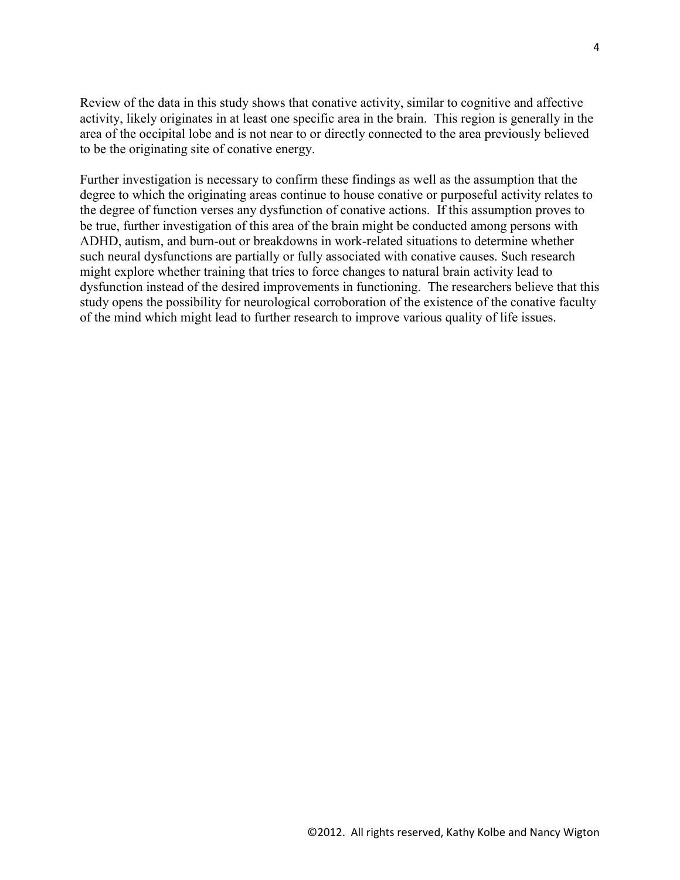Review of the data in this study shows that conative activity, similar to cognitive and affective activity, likely originates in at least one specific area in the brain. This region is generally in the area of the occipital lobe and is not near to or directly connected to the area previously believed to be the originating site of conative energy.

Further investigation is necessary to confirm these findings as well as the assumption that the degree to which the originating areas continue to house conative or purposeful activity relates to the degree of function verses any dysfunction of conative actions. If this assumption proves to be true, further investigation of this area of the brain might be conducted among persons with ADHD, autism, and burn-out or breakdowns in work-related situations to determine whether such neural dysfunctions are partially or fully associated with conative causes. Such research might explore whether training that tries to force changes to natural brain activity lead to dysfunction instead of the desired improvements in functioning. The researchers believe that this study opens the possibility for neurological corroboration of the existence of the conative faculty of the mind which might lead to further research to improve various quality of life issues.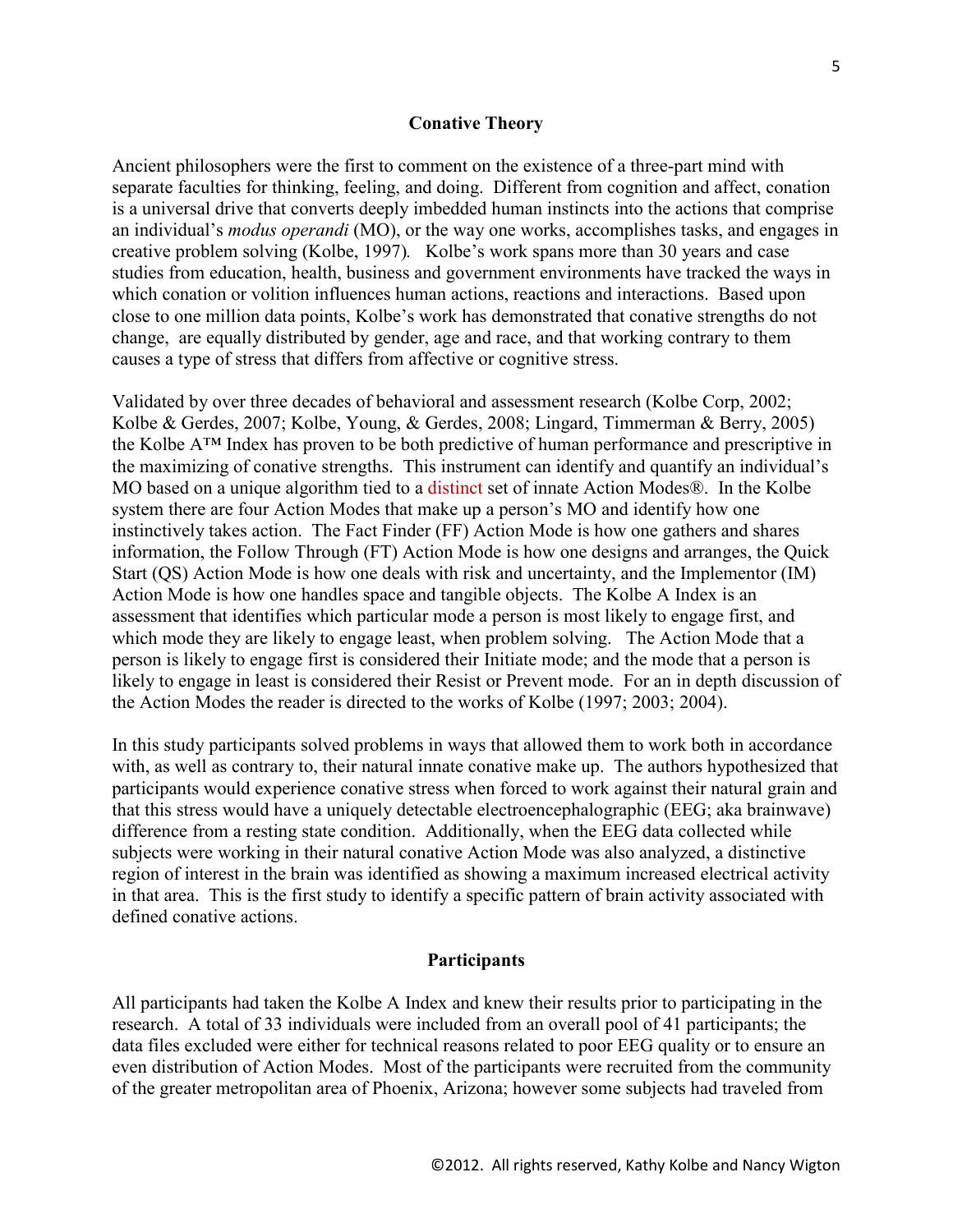## Conative Theory

Ancient philosophers were the first to comment on the existence of a three-part mind with separate faculties for thinking, feeling, and doing. Different from cognition and affect, conation is a universal drive that converts deeply imbedded human instincts into the actions that comprise an individual's *modus operandi* (MO), or the way one works, accomplishes tasks, and engages in creative problem solving (Kolbe, 1997). Kolbe's work spans more than 30 years and case studies from education, health, business and government environments have tracked the ways in which conation or volition influences human actions, reactions and interactions. Based upon close to one million data points, Kolbe's work has demonstrated that conative strengths do not change, are equally distributed by gender, age and race, and that working contrary to them causes a type of stress that differs from affective or cognitive stress.

Validated by over three decades of behavioral and assessment research (Kolbe Corp, 2002; Kolbe & Gerdes, 2007; Kolbe, Young, & Gerdes, 2008; Lingard, Timmerman & Berry, 2005) the Kolbe A™ Index has proven to be both predictive of human performance and prescriptive in the maximizing of conative strengths. This instrument can identify and quantify an individual's MO based on a unique algorithm tied to a distinct set of innate Action Modes®. In the Kolbe system there are four Action Modes that make up a person's MO and identify how one instinctively takes action. The Fact Finder (FF) Action Mode is how one gathers and shares information, the Follow Through (FT) Action Mode is how one designs and arranges, the Quick Start (QS) Action Mode is how one deals with risk and uncertainty, and the Implementor (IM) Action Mode is how one handles space and tangible objects. The Kolbe A Index is an assessment that identifies which particular mode a person is most likely to engage first, and which mode they are likely to engage least, when problem solving. The Action Mode that a person is likely to engage first is considered their Initiate mode; and the mode that a person is likely to engage in least is considered their Resist or Prevent mode. For an in depth discussion of the Action Modes the reader is directed to the works of Kolbe (1997; 2003; 2004).

In this study participants solved problems in ways that allowed them to work both in accordance with, as well as contrary to, their natural innate conative make up. The authors hypothesized that participants would experience conative stress when forced to work against their natural grain and that this stress would have a uniquely detectable electroencephalographic (EEG; aka brainwave) difference from a resting state condition. Additionally, when the EEG data collected while subjects were working in their natural conative Action Mode was also analyzed, a distinctive region of interest in the brain was identified as showing a maximum increased electrical activity in that area. This is the first study to identify a specific pattern of brain activity associated with defined conative actions.

## Participants

All participants had taken the Kolbe A Index and knew their results prior to participating in the research. A total of 33 individuals were included from an overall pool of 41 participants; the data files excluded were either for technical reasons related to poor EEG quality or to ensure an even distribution of Action Modes. Most of the participants were recruited from the community of the greater metropolitan area of Phoenix, Arizona; however some subjects had traveled from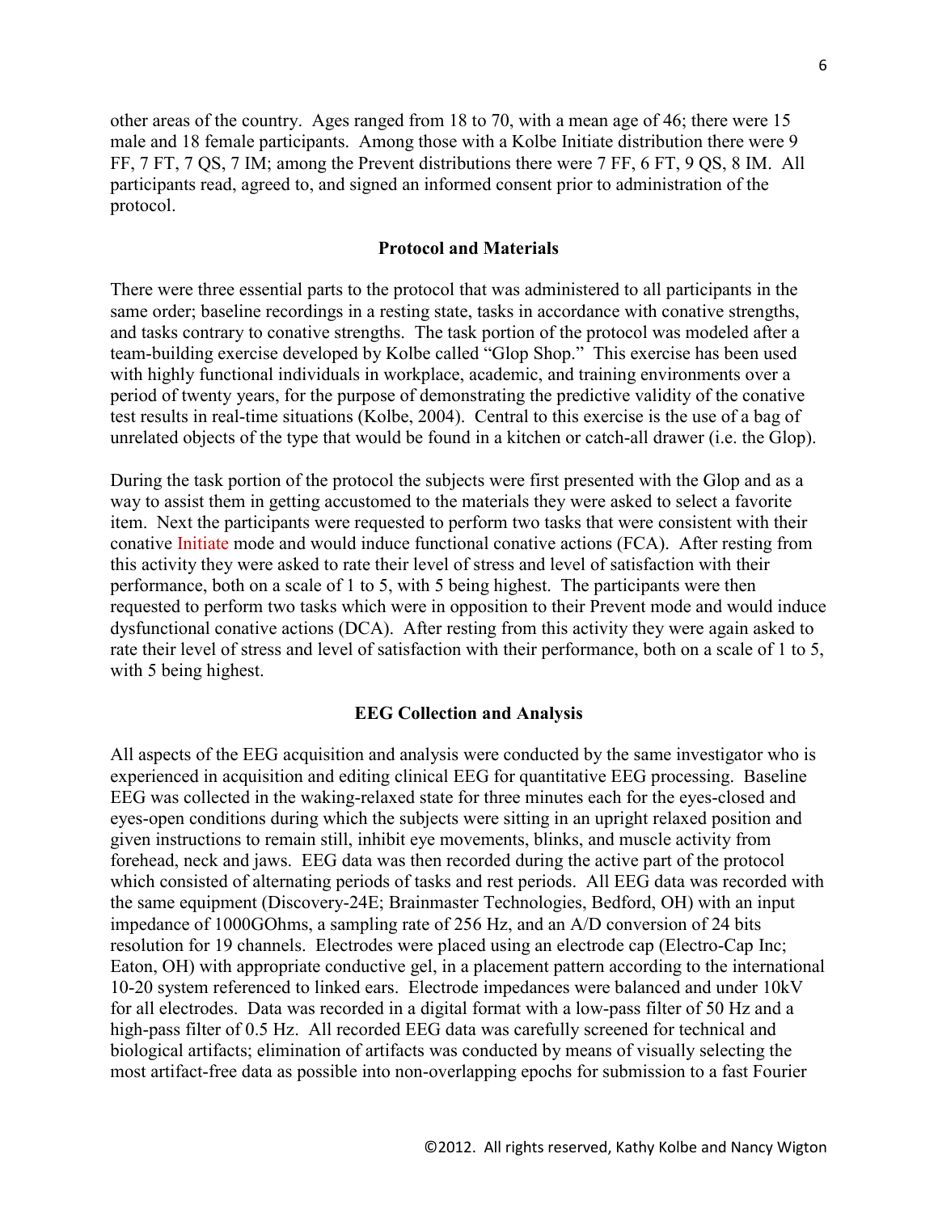other areas of the country. Ages ranged from 18 to 70, with a mean age of 46; there were 15 male and 18 female participants. Among those with a Kolbe Initiate distribution there were 9 FF, 7 FT, 7 QS, 7 IM; among the Prevent distributions there were 7 FF, 6 FT, 9 QS, 8 IM. All participants read, agreed to, and signed an informed consent prior to administration of the protocol.

## Protocol and Materials

There were three essential parts to the protocol that was administered to all participants in the same order; baseline recordings in a resting state, tasks in accordance with conative strengths, and tasks contrary to conative strengths. The task portion of the protocol was modeled after a team-building exercise developed by Kolbe called "Glop Shop." This exercise has been used with highly functional individuals in workplace, academic, and training environments over a period of twenty years, for the purpose of demonstrating the predictive validity of the conative test results in real-time situations (Kolbe, 2004). Central to this exercise is the use of a bag of unrelated objects of the type that would be found in a kitchen or catch-all drawer (i.e. the Glop).

During the task portion of the protocol the subjects were first presented with the Glop and as a way to assist them in getting accustomed to the materials they were asked to select a favorite item. Next the participants were requested to perform two tasks that were consistent with their conative Initiate mode and would induce functional conative actions (FCA). After resting from this activity they were asked to rate their level of stress and level of satisfaction with their performance, both on a scale of 1 to 5, with 5 being highest. The participants were then requested to perform two tasks which were in opposition to their Prevent mode and would induce dysfunctional conative actions (DCA). After resting from this activity they were again asked to rate their level of stress and level of satisfaction with their performance, both on a scale of 1 to 5, with 5 being highest.

## EEG Collection and Analysis

All aspects of the EEG acquisition and analysis were conducted by the same investigator who is experienced in acquisition and editing clinical EEG for quantitative EEG processing. Baseline EEG was collected in the waking-relaxed state for three minutes each for the eyes-closed and eyes-open conditions during which the subjects were sitting in an upright relaxed position and given instructions to remain still, inhibit eye movements, blinks, and muscle activity from forehead, neck and jaws. EEG data was then recorded during the active part of the protocol which consisted of alternating periods of tasks and rest periods. All EEG data was recorded with the same equipment (Discovery-24E; Brainmaster Technologies, Bedford, OH) with an input impedance of 1000GOhms, a sampling rate of 256 Hz, and an A/D conversion of 24 bits resolution for 19 channels. Electrodes were placed using an electrode cap (Electro-Cap Inc; Eaton, OH) with appropriate conductive gel, in a placement pattern according to the international 10-20 system referenced to linked ears. Electrode impedances were balanced and under 10kV for all electrodes. Data was recorded in a digital format with a low-pass filter of 50 Hz and a high-pass filter of 0.5 Hz. All recorded EEG data was carefully screened for technical and biological artifacts; elimination of artifacts was conducted by means of visually selecting the most artifact-free data as possible into non-overlapping epochs for submission to a fast Fourier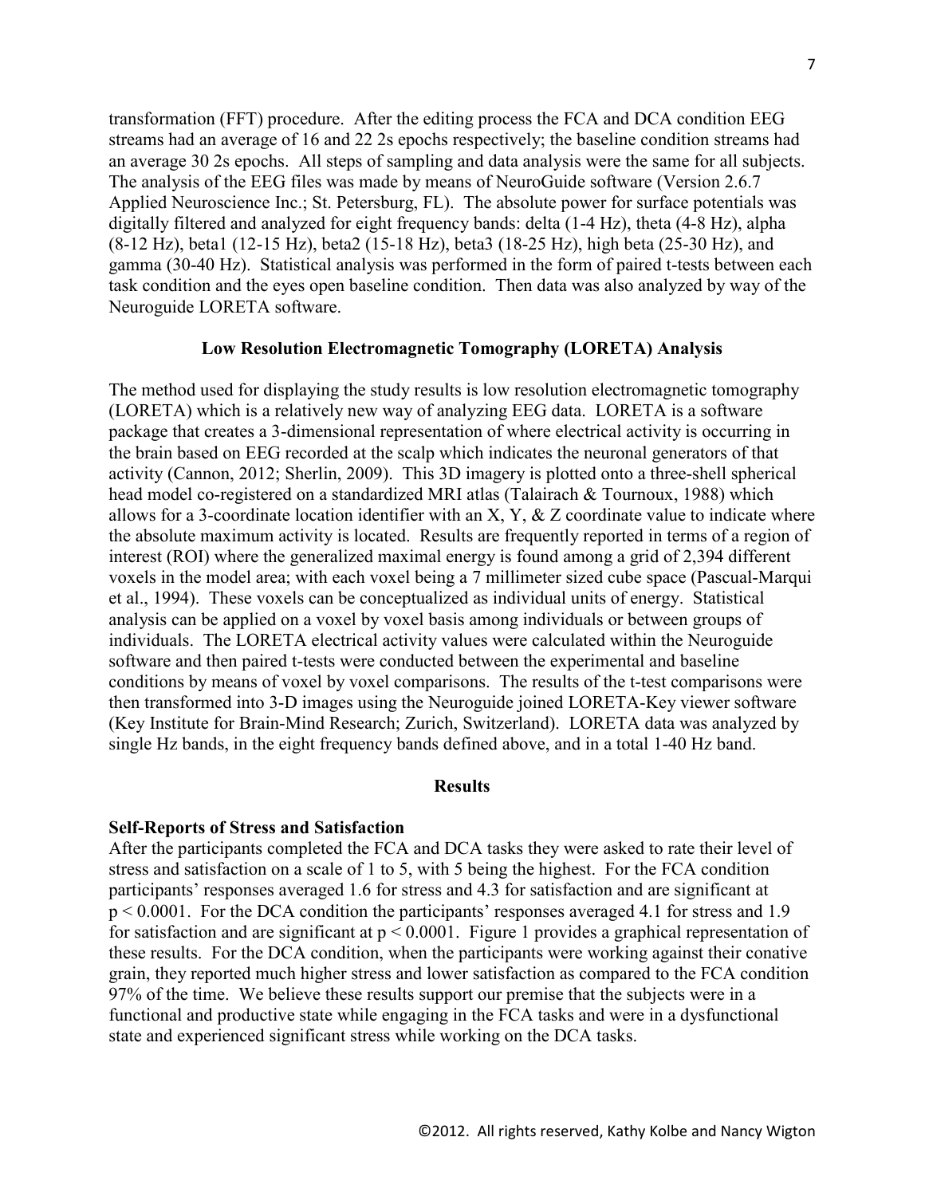transformation (FFT) procedure. After the editing process the FCA and DCA condition EEG streams had an average of 16 and 22 2s epochs respectively; the baseline condition streams had an average 30 2s epochs. All steps of sampling and data analysis were the same for all subjects. The analysis of the EEG files was made by means of NeuroGuide software (Version 2.6.7 Applied Neuroscience Inc.; St. Petersburg, FL). The absolute power for surface potentials was digitally filtered and analyzed for eight frequency bands: delta (1-4 Hz), theta (4-8 Hz), alpha (8-12 Hz), beta1 (12-15 Hz), beta2 (15-18 Hz), beta3 (18-25 Hz), high beta (25-30 Hz), and gamma (30-40 Hz). Statistical analysis was performed in the form of paired t-tests between each task condition and the eyes open baseline condition. Then data was also analyzed by way of the Neuroguide LORETA software.

### Low Resolution Electromagnetic Tomography (LORETA) Analysis

The method used for displaying the study results is low resolution electromagnetic tomography (LORETA) which is a relatively new way of analyzing EEG data. LORETA is a software package that creates a 3-dimensional representation of where electrical activity is occurring in the brain based on EEG recorded at the scalp which indicates the neuronal generators of that activity (Cannon, 2012; Sherlin, 2009). This 3D imagery is plotted onto a three-shell spherical head model co-registered on a standardized MRI atlas (Talairach & Tournoux, 1988) which allows for a 3-coordinate location identifier with an X, Y, & Z coordinate value to indicate where the absolute maximum activity is located. Results are frequently reported in terms of a region of interest (ROI) where the generalized maximal energy is found among a grid of 2,394 different voxels in the model area; with each voxel being a 7 millimeter sized cube space (Pascual-Marqui et al., 1994). These voxels can be conceptualized as individual units of energy. Statistical analysis can be applied on a voxel by voxel basis among individuals or between groups of individuals. The LORETA electrical activity values were calculated within the Neuroguide software and then paired t-tests were conducted between the experimental and baseline conditions by means of voxel by voxel comparisons. The results of the t-test comparisons were then transformed into 3-D images using the Neuroguide joined LORETA-Key viewer software (Key Institute for Brain-Mind Research; Zurich, Switzerland). LORETA data was analyzed by single Hz bands, in the eight frequency bands defined above, and in a total 1-40 Hz band.

## Results

### Self-Reports of Stress and Satisfaction

After the participants completed the FCA and DCA tasks they were asked to rate their level of stress and satisfaction on a scale of 1 to 5, with 5 being the highest. For the FCA condition participants' responses averaged 1.6 for stress and 4.3 for satisfaction and are significant at $p < 0.0001$. For the DCA condition the participants' responses averaged 4.1 for stress and 1.9 for satisfaction and are significant at $p < 0.0001$. Figure 1 provides a graphical representation of these results. For the DCA condition, when the participants were working against their conative grain, they reported much higher stress and lower satisfaction as compared to the FCA condition 97% of the time. We believe these results support our premise that the subjects were in a functional and productive state while engaging in the FCA tasks and were in a dysfunctional state and experienced significant stress while working on the DCA tasks.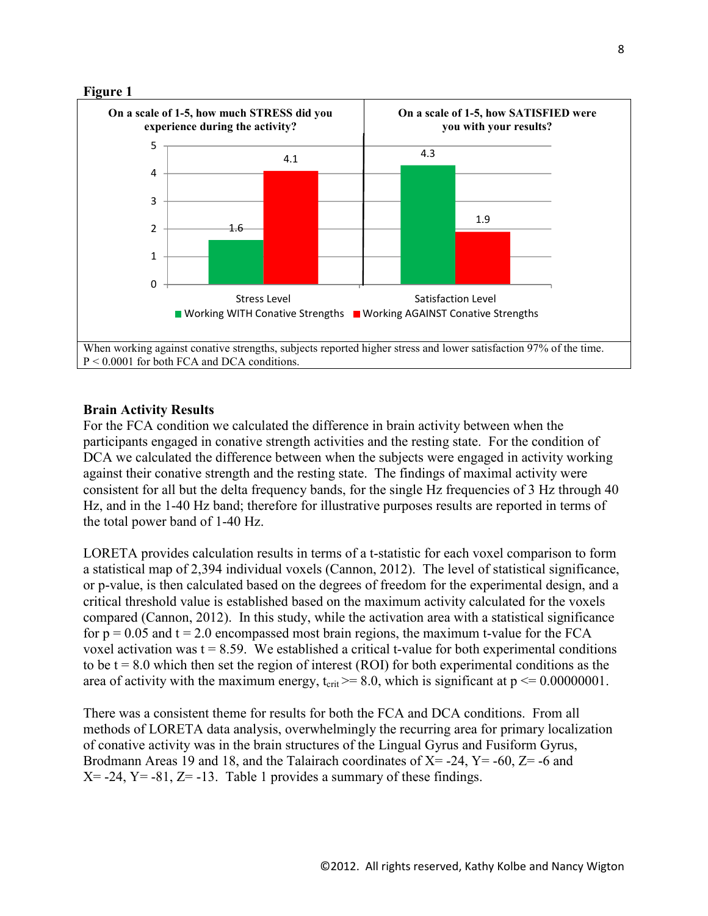**Figure 1**

When working against conative strengths, subjects reported higher stress and lower satisfaction 97% of the time. $P < 0.0001$ for both FCA and DCA conditions.

### Brain Activity Results

For the FCA condition we calculated the difference in brain activity between when the participants engaged in conative strength activities and the resting state. For the condition of DCA we calculated the difference between when the subjects were engaged in activity working against their conative strength and the resting state. The findings of maximal activity were consistent for all but the delta frequency bands, for the single Hz frequencies of 3 Hz through 40 Hz, and in the 1-40 Hz band; therefore for illustrative purposes results are reported in terms of the total power band of 1-40 Hz.

LORETA provides calculation results in terms of a t-statistic for each voxel comparison to form a statistical map of 2,394 individual voxels (Cannon, 2012). The level of statistical significance, or p-value, is then calculated based on the degrees of freedom for the experimental design, and a critical threshold value is established based on the maximum activity calculated for the voxels compared (Cannon, 2012). In this study, while the activation area with a statistical significance for $p = 0.05$ and $t = 2.0$ encompassed most brain regions, the maximum t-value for the FCA voxel activation was $t = 8.59$. We established a critical t-value for both experimental conditions to be $t = 8.0$ which then set the region of interest (ROI) for both experimental conditions as the area of activity with the maximum energy, $t_{crit} >= 8.0$, which is significant at $p <= 0.00000001$.

There was a consistent theme for results for both the FCA and DCA conditions. From all methods of LORETA data analysis, overwhelmingly the recurring area for primary localization of conative activity was in the brain structures of the Lingual Gyrus and Fusiform Gyrus, Brodmann Areas 19 and 18, and the Talairach coordinates of X= -24, Y= -60, Z= -6 and X= -24, Y= -81, Z= -13. Table 1 provides a summary of these findings.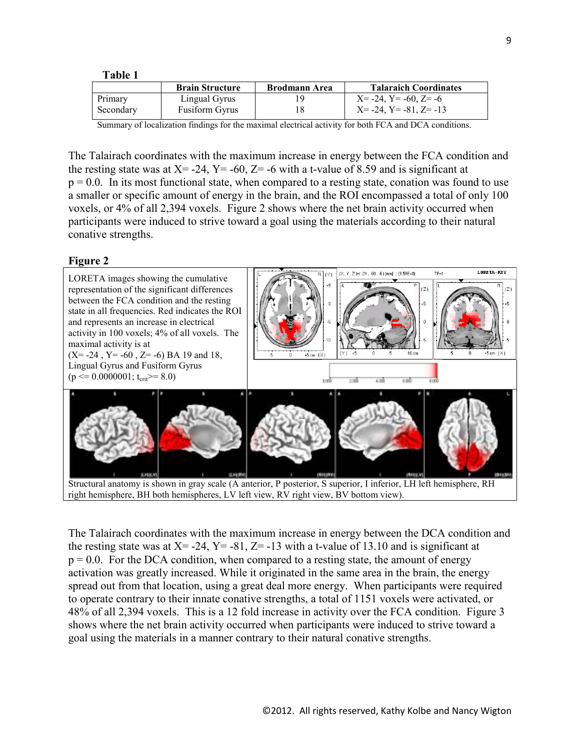**Table 1**

| | Brain Structure | Brodmann Area | Talaraich Coordinates |
|---|---|---|---|
| Primary | Lingual Gyrus | 19 | X= -24, Y= -60, Z= -6 |
| Secondary | Fusiform Gyrus | 18 | X= -24, Y= -81, Z= -13 |

Summary of localization findings for the maximal electrical activity for both FCA and DCA conditions.

The Talairach coordinates with the maximum increase in energy between the FCA condition and the resting state was at X= -24, Y= -60, Z= -6 with a t-value of 8.59 and is significant at $p = 0.0$. In its most functional state, when compared to a resting state, conation was found to use a smaller or specific amount of energy in the brain, and the ROI encompassed a total of only 100 voxels, or 4% of all 2,394 voxels. Figure 2 shows where the net brain activity occurred when participants were induced to strive toward a goal using the materials according to their natural conative strengths.

**Figure 2**

LORETA images showing the cumulative representation of the significant differences between the FCA condition and the resting state in all frequencies. Red indicates the ROI and represents an increase in electrical activity in 100 voxels; 4% of all voxels. The maximal activity is at (X= -24 , Y= -60 , Z= -6) BA 19 and 18, Lingual Gyrus and Fusiform Gyrus ($p <= 0.0000001$; $t_{crit} >= 8.0$)

Structural anatomy is shown in gray scale (A anterior, P posterior, S superior, I inferior, LH left hemisphere, RH right hemisphere, BH both hemispheres, LV left view, RV right view, BV bottom view).

The Talairach coordinates with the maximum increase in energy between the DCA condition and the resting state was at X= -24, Y= -81, Z= -13 with a t-value of 13.10 and is significant at $p = 0.0$. For the DCA condition, when compared to a resting state, the amount of energy activation was greatly increased. While it originated in the same area in the brain, the energy spread out from that location, using a great deal more energy. When participants were required to operate contrary to their innate conative strengths, a total of 1151 voxels were activated, or 48% of all 2,394 voxels. This is a 12 fold increase in activity over the FCA condition. Figure 3 shows where the net brain activity occurred when participants were induced to strive toward a goal using the materials in a manner contrary to their natural conative strengths.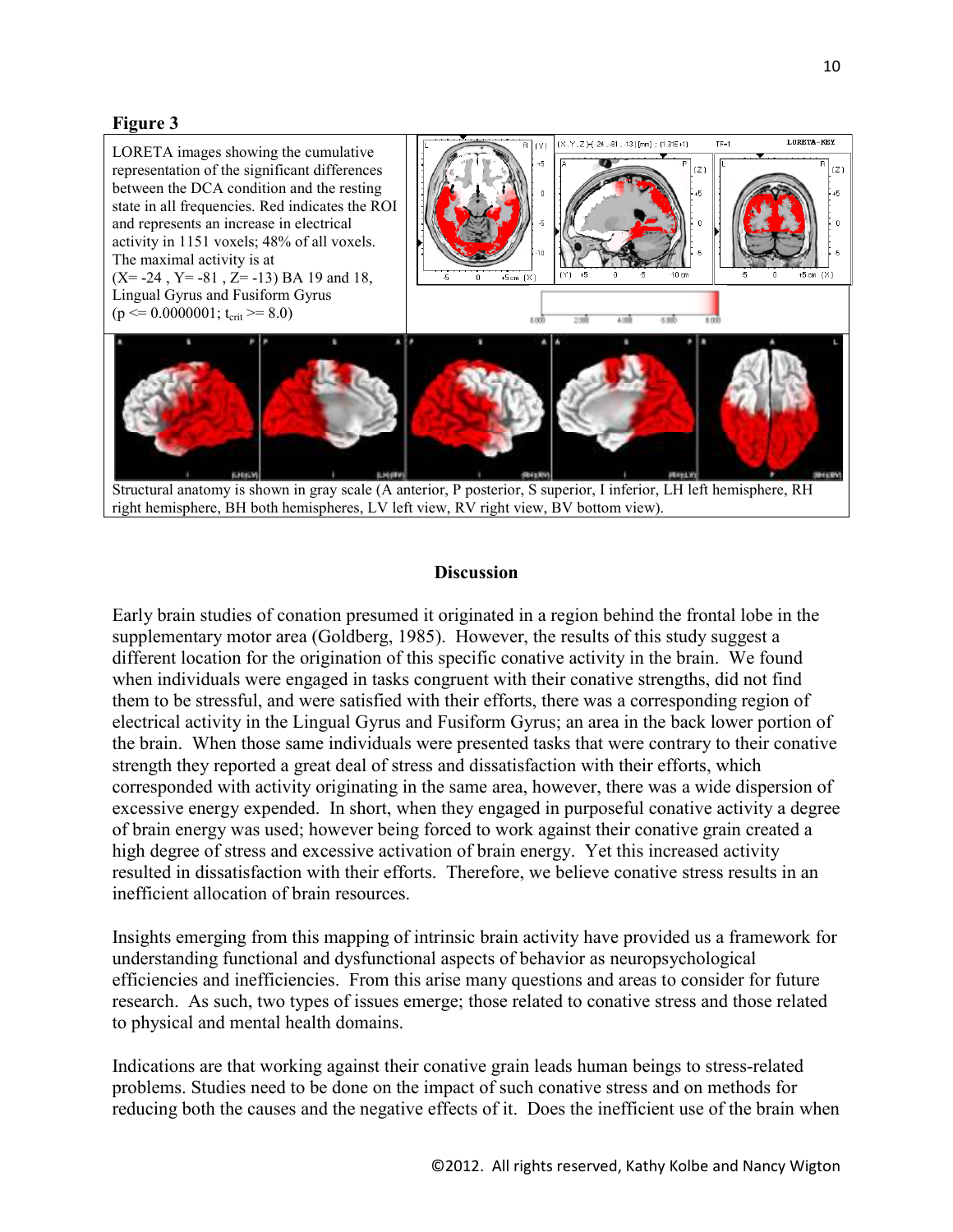**Figure 3**

LORETA images showing the cumulative representation of the significant differences between the DCA condition and the resting state in all frequencies. Red indicates the ROI and represents an increase in electrical activity in 1151 voxels; 48% of all voxels. The maximal activity is at (X= -24 , Y= -81 , Z= -13) BA 19 and 18, Lingual Gyrus and Fusiform Gyrus ($p <= 0.0000001$; $t_{crit} >= 8.0$)

Structural anatomy is shown in gray scale (A anterior, P posterior, S superior, I inferior, LH left hemisphere, RH right hemisphere, BH both hemispheres, LV left view, RV right view, BV bottom view).

## Discussion

Early brain studies of conation presumed it originated in a region behind the frontal lobe in the supplementary motor area (Goldberg, 1985). However, the results of this study suggest a different location for the origination of this specific conative activity in the brain. We found when individuals were engaged in tasks congruent with their conative strengths, did not find them to be stressful, and were satisfied with their efforts, there was a corresponding region of electrical activity in the Lingual Gyrus and Fusiform Gyrus; an area in the back lower portion of the brain. When those same individuals were presented tasks that were contrary to their conative strength they reported a great deal of stress and dissatisfaction with their efforts, which corresponded with activity originating in the same area, however, there was a wide dispersion of excessive energy expended. In short, when they engaged in purposeful conative activity a degree of brain energy was used; however being forced to work against their conative grain created a high degree of stress and excessive activation of brain energy. Yet this increased activity resulted in dissatisfaction with their efforts. Therefore, we believe conative stress results in an inefficient allocation of brain resources.

Insights emerging from this mapping of intrinsic brain activity have provided us a framework for understanding functional and dysfunctional aspects of behavior as neuropsychological efficiencies and inefficiencies. From this arise many questions and areas to consider for future research. As such, two types of issues emerge; those related to conative stress and those related to physical and mental health domains.

Indications are that working against their conative grain leads human beings to stress-related problems. Studies need to be done on the impact of such conative stress and on methods for reducing both the causes and the negative effects of it. Does the inefficient use of the brain when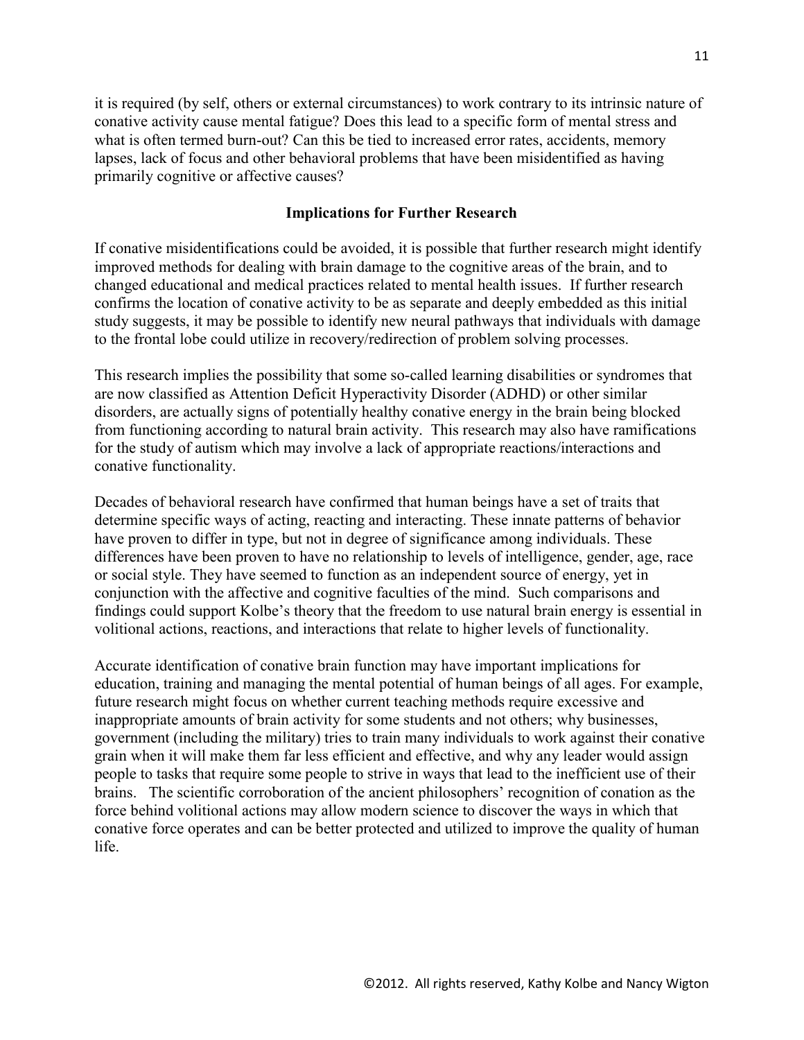it is required (by self, others or external circumstances) to work contrary to its intrinsic nature of conative activity cause mental fatigue? Does this lead to a specific form of mental stress and what is often termed burn-out? Can this be tied to increased error rates, accidents, memory lapses, lack of focus and other behavioral problems that have been misidentified as having primarily cognitive or affective causes?

## Implications for Further Research

If conative misidentifications could be avoided, it is possible that further research might identify improved methods for dealing with brain damage to the cognitive areas of the brain, and to changed educational and medical practices related to mental health issues. If further research confirms the location of conative activity to be as separate and deeply embedded as this initial study suggests, it may be possible to identify new neural pathways that individuals with damage to the frontal lobe could utilize in recovery/redirection of problem solving processes.

This research implies the possibility that some so-called learning disabilities or syndromes that are now classified as Attention Deficit Hyperactivity Disorder (ADHD) or other similar disorders, are actually signs of potentially healthy conative energy in the brain being blocked from functioning according to natural brain activity. This research may also have ramifications for the study of autism which may involve a lack of appropriate reactions/interactions and conative functionality.

Decades of behavioral research have confirmed that human beings have a set of traits that determine specific ways of acting, reacting and interacting. These innate patterns of behavior have proven to differ in type, but not in degree of significance among individuals. These differences have been proven to have no relationship to levels of intelligence, gender, age, race or social style. They have seemed to function as an independent source of energy, yet in conjunction with the affective and cognitive faculties of the mind. Such comparisons and findings could support Kolbe's theory that the freedom to use natural brain energy is essential in volitional actions, reactions, and interactions that relate to higher levels of functionality.

Accurate identification of conative brain function may have important implications for education, training and managing the mental potential of human beings of all ages. For example, future research might focus on whether current teaching methods require excessive and inappropriate amounts of brain activity for some students and not others; why businesses, government (including the military) tries to train many individuals to work against their conative grain when it will make them far less efficient and effective, and why any leader would assign people to tasks that require some people to strive in ways that lead to the inefficient use of their brains. The scientific corroboration of the ancient philosophers' recognition of conation as the force behind volitional actions may allow modern science to discover the ways in which that conative force operates and can be better protected and utilized to improve the quality of human life.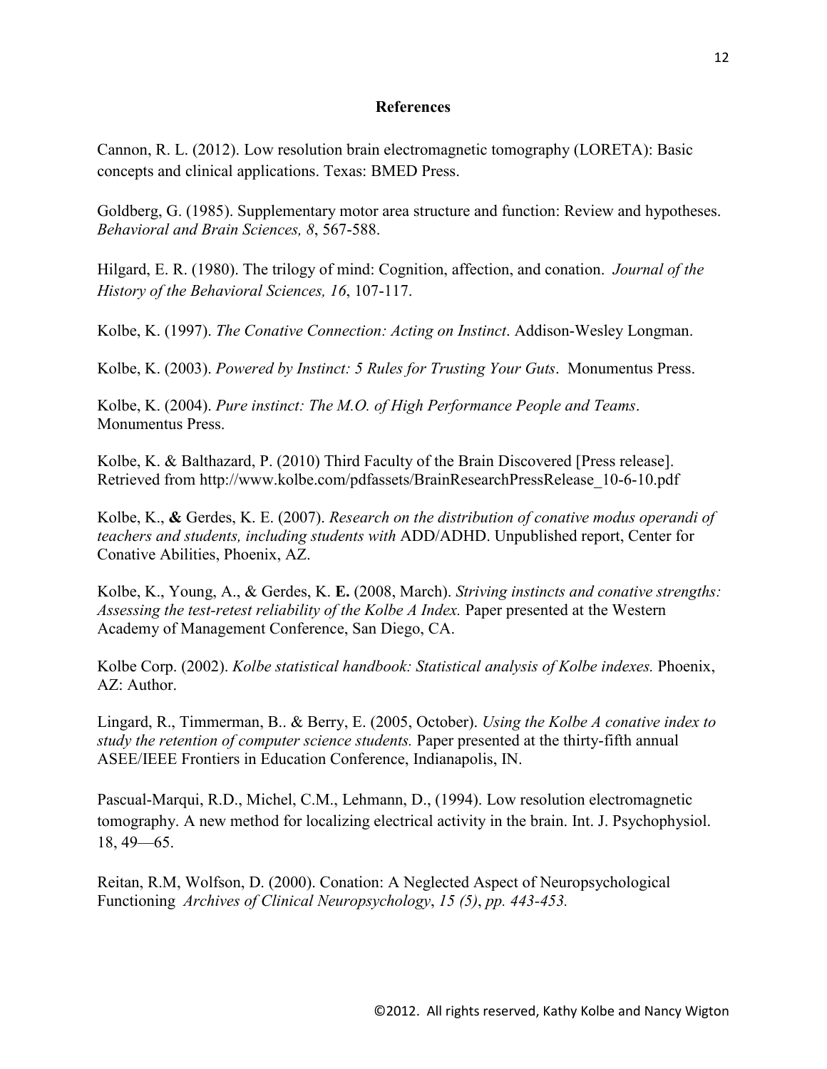## References

Cannon, R. L. (2012). Low resolution brain electromagnetic tomography (LORETA): Basic concepts and clinical applications. Texas: BMED Press.

Goldberg, G. (1985). Supplementary motor area structure and function: Review and hypotheses. *Behavioral and Brain Sciences, 8*, 567-588.

Hilgard, E. R. (1980). The trilogy of mind: Cognition, affection, and conation. *Journal of the History of the Behavioral Sciences, 16*, 107-117.

Kolbe, K. (1997). *The Conative Connection: Acting on Instinct*. Addison-Wesley Longman.

Kolbe, K. (2003). *Powered by Instinct: 5 Rules for Trusting Your Guts*. Monumentus Press.

Kolbe, K. (2004). *Pure instinct: The M.O. of High Performance People and Teams*. Monumentus Press.

Kolbe, K. & Balthazard, P. (2010) Third Faculty of the Brain Discovered [Press release]. Retrieved from http://www.kolbe.com/pdfassets/BrainResearchPressRelease_10-6-10.pdf

Kolbe, K., **&** Gerdes, K. E. (2007). *Research on the distribution of conative modus operandi of teachers and students, including students with* ADD/ADHD. Unpublished report, Center for Conative Abilities, Phoenix, AZ.

Kolbe, K., Young, A., & Gerdes, K. **E.** (2008, March). *Striving instincts and conative strengths: Assessing the test-retest reliability of the Kolbe A Index.* Paper presented at the Western Academy of Management Conference, San Diego, CA.

Kolbe Corp. (2002). *Kolbe statistical handbook: Statistical analysis of Kolbe indexes.* Phoenix, AZ: Author.

Lingard, R., Timmerman, B.. & Berry, E. (2005, October). *Using the Kolbe A conative index to study the retention of computer science students.* Paper presented at the thirty-fifth annual ASEE/IEEE Frontiers in Education Conference, Indianapolis, IN.

Pascual-Marqui, R.D., Michel, C.M., Lehmann, D., (1994). Low resolution electromagnetic tomography. A new method for localizing electrical activity in the brain. Int. J. Psychophysiol. 18, 49—65.

Reitan, R.M, Wolfson, D. (2000). Conation: A Neglected Aspect of Neuropsychological Functioning *Archives of Clinical Neuropsychology*, *15 (5)*, *pp. 443-453.*

©2012. All rights reserved, Kathy Kolbe and Nancy Wigton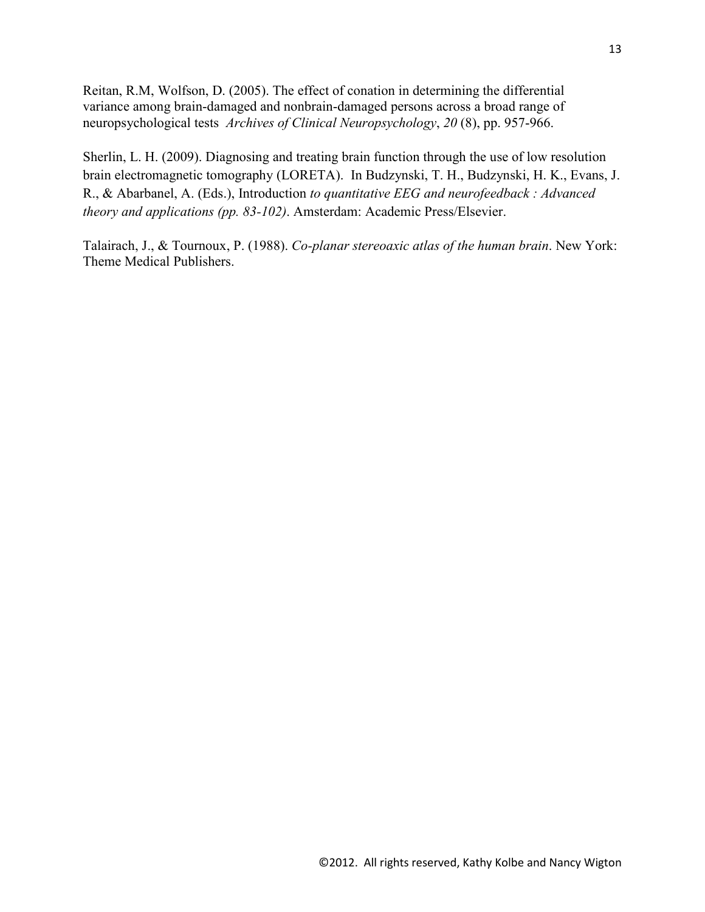Reitan, R.M, Wolfson, D. (2005). The effect of conation in determining the differential variance among brain-damaged and nonbrain-damaged persons across a broad range of neuropsychological tests *Archives of Clinical Neuropsychology*, *20* (8), pp. 957-966.

Sherlin, L. H. (2009). Diagnosing and treating brain function through the use of low resolution brain electromagnetic tomography (LORETA). In Budzynski, T. H., Budzynski, H. K., Evans, J. R., & Abarbanel, A. (Eds.), Introduction *to quantitative EEG and neurofeedback : Advanced theory and applications (pp. 83-102)*. Amsterdam: Academic Press/Elsevier.

Talairach, J., & Tournoux, P. (1988). *Co-planar stereoaxic atlas of the human brain*. New York: Theme Medical Publishers.

©2012. All rights reserved, Kathy Kolbe and Nancy Wigton